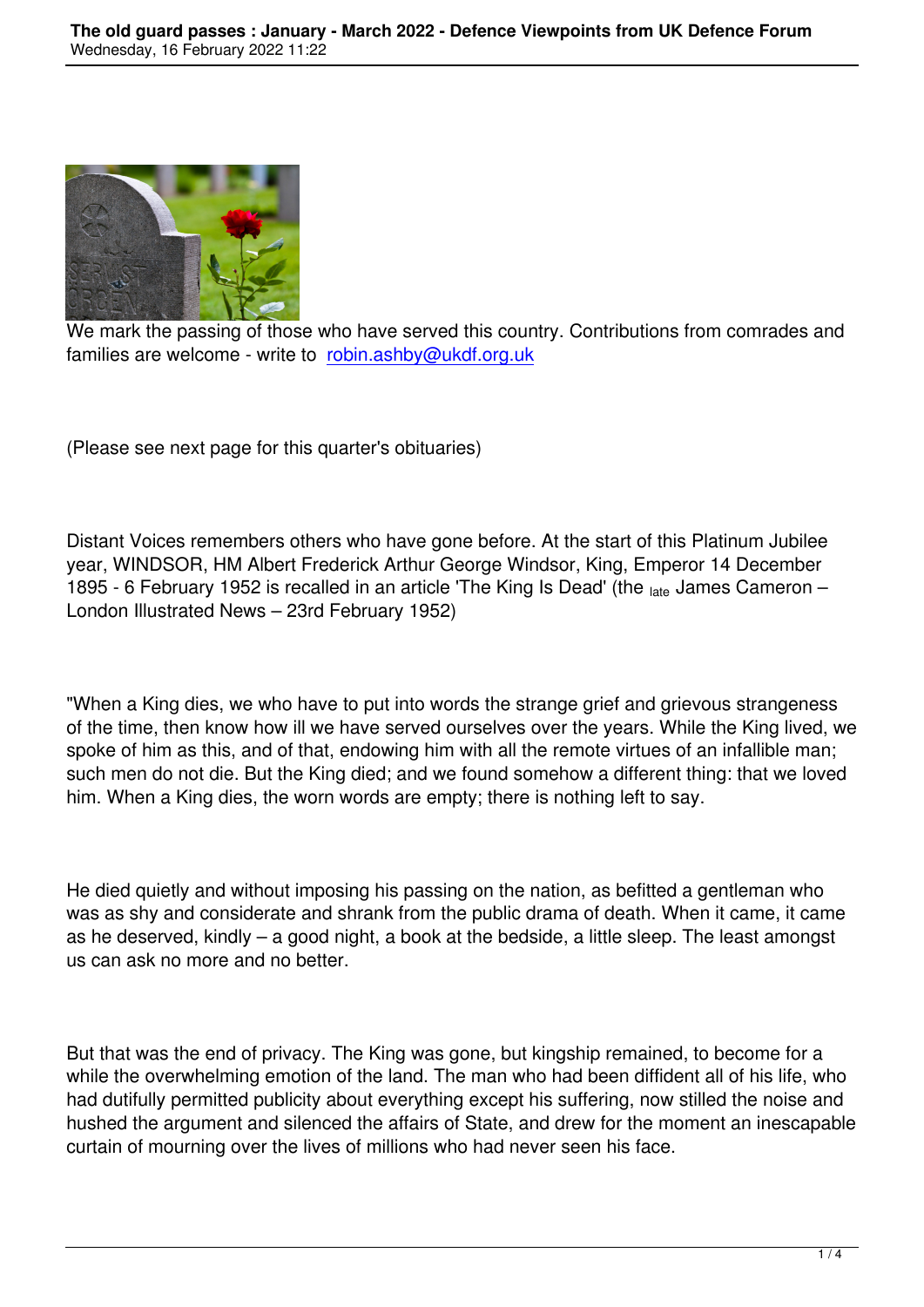We mark the passing of those who have served this country. Contributions from comrades and families are welcome - write to [robin.ashby@ukdf.org.uk](mailto:robin.ashby@ukdf.org.uk)

(Please see next page for this quarter's obituaries)

Distant Voices remembers others who have gone before. At the start of this Platinum Jubilee year, WINDSOR, HM Albert Frederick Arthur George Windsor, King, Emperor 14 December 1895 - 6 February 1952 is recalled in an article 'The King Is Dead' (the late James Cameron – London Illustrated News – 23rd February 1952)

"When a King dies, we who have to put into words the strange grief and grievous strangeness of the time, then know how ill we have served ourselves over the years. While the King lived, we spoke of him as this, and of that, endowing him with all the remote virtues of an infallible man; such men do not die. But the King died; and we found somehow a different thing: that we loved him. When a King dies, the worn words are empty; there is nothing left to say.

He died quietly and without imposing his passing on the nation, as befitted a gentleman who was as shy and considerate and shrank from the public drama of death. When it came, it came as he deserved, kindly – a good night, a book at the bedside, a little sleep. The least amongst us can ask no more and no better.

But that was the end of privacy. The King was gone, but kingship remained, to become for a while the overwhelming emotion of the land. The man who had been diffident all of his life, who had dutifully permitted publicity about everything except his suffering, now stilled the noise and hushed the argument and silenced the affairs of State, and drew for the moment an inescapable curtain of mourning over the lives of millions who had never seen his face.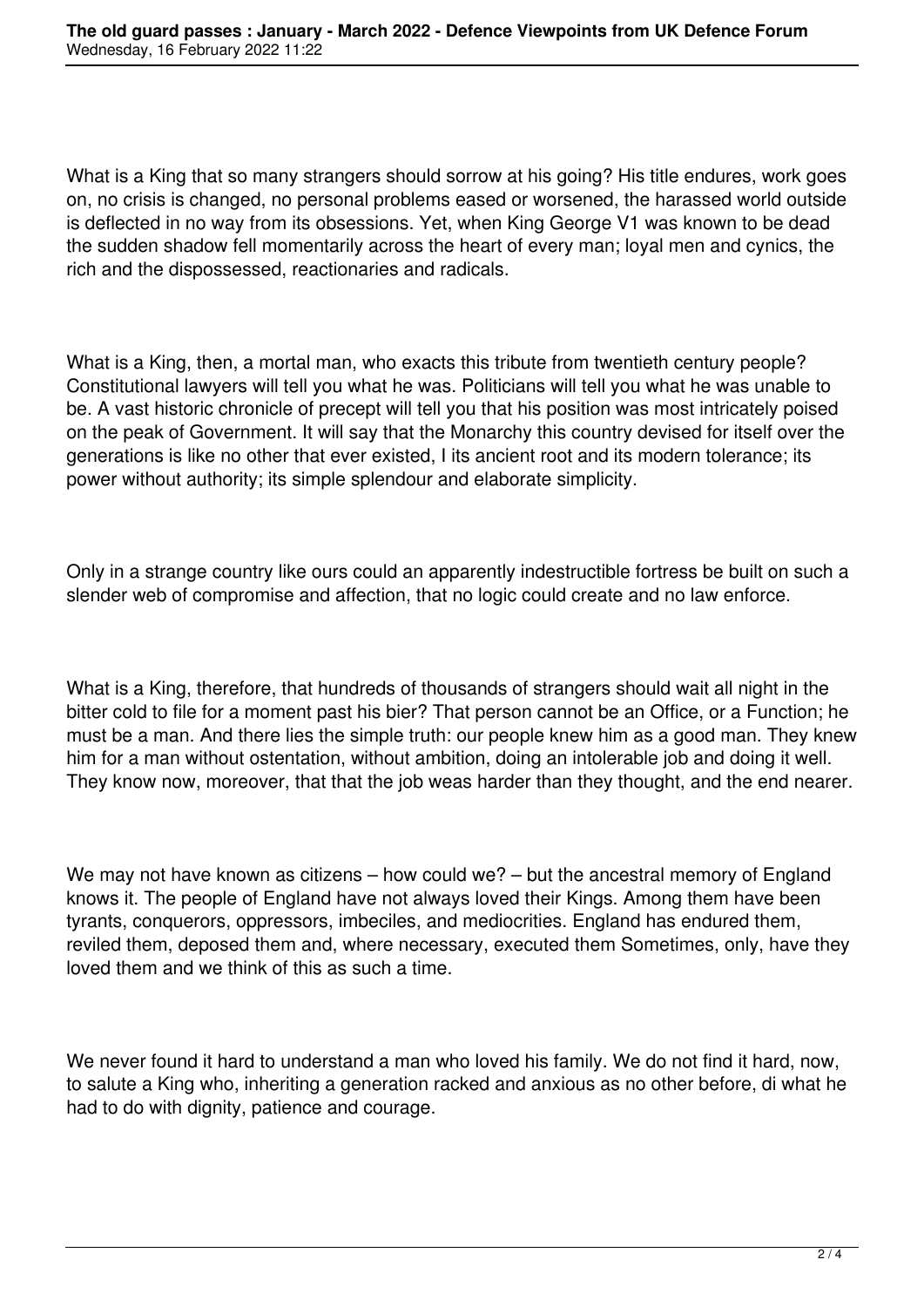What is a King that so many strangers should sorrow at his going? His title endures, work goes on, no crisis is changed, no personal problems eased or worsened, the harassed world outside is deflected in no way from its obsessions. Yet, when King George V1 was known to be dead the sudden shadow fell momentarily across the heart of every man; loyal men and cynics, the rich and the dispossessed, reactionaries and radicals.

What is a King, then, a mortal man, who exacts this tribute from twentieth century people? Constitutional lawyers will tell you what he was. Politicians will tell you what he was unable to be. A vast historic chronicle of precept will tell you that his position was most intricately poised on the peak of Government. It will say that the Monarchy this country devised for itself over the generations is like no other that ever existed, I its ancient root and its modern tolerance; its power without authority; its simple splendour and elaborate simplicity.

Only in a strange country like ours could an apparently indestructible fortress be built on such a slender web of compromise and affection, that no logic could create and no law enforce.

What is a King, therefore, that hundreds of thousands of strangers should wait all night in the bitter cold to file for a moment past his bier? That person cannot be an Office, or a Function; he must be a man. And there lies the simple truth: our people knew him as a good man. They knew him for a man without ostentation, without ambition, doing an intolerable job and doing it well. They know now, moreover, that that the job weas harder than they thought, and the end nearer.

We may not have known as citizens – how could we? – but the ancestral memory of England knows it. The people of England have not always loved their Kings. Among them have been tyrants, conquerors, oppressors, imbeciles, and mediocrities. England has endured them, reviled them, deposed them and, where necessary, executed them Sometimes, only, have they loved them and we think of this as such a time.

We never found it hard to understand a man who loved his family. We do not find it hard, now, to salute a King who, inheriting a generation racked and anxious as no other before, di what he had to do with dignity, patience and courage.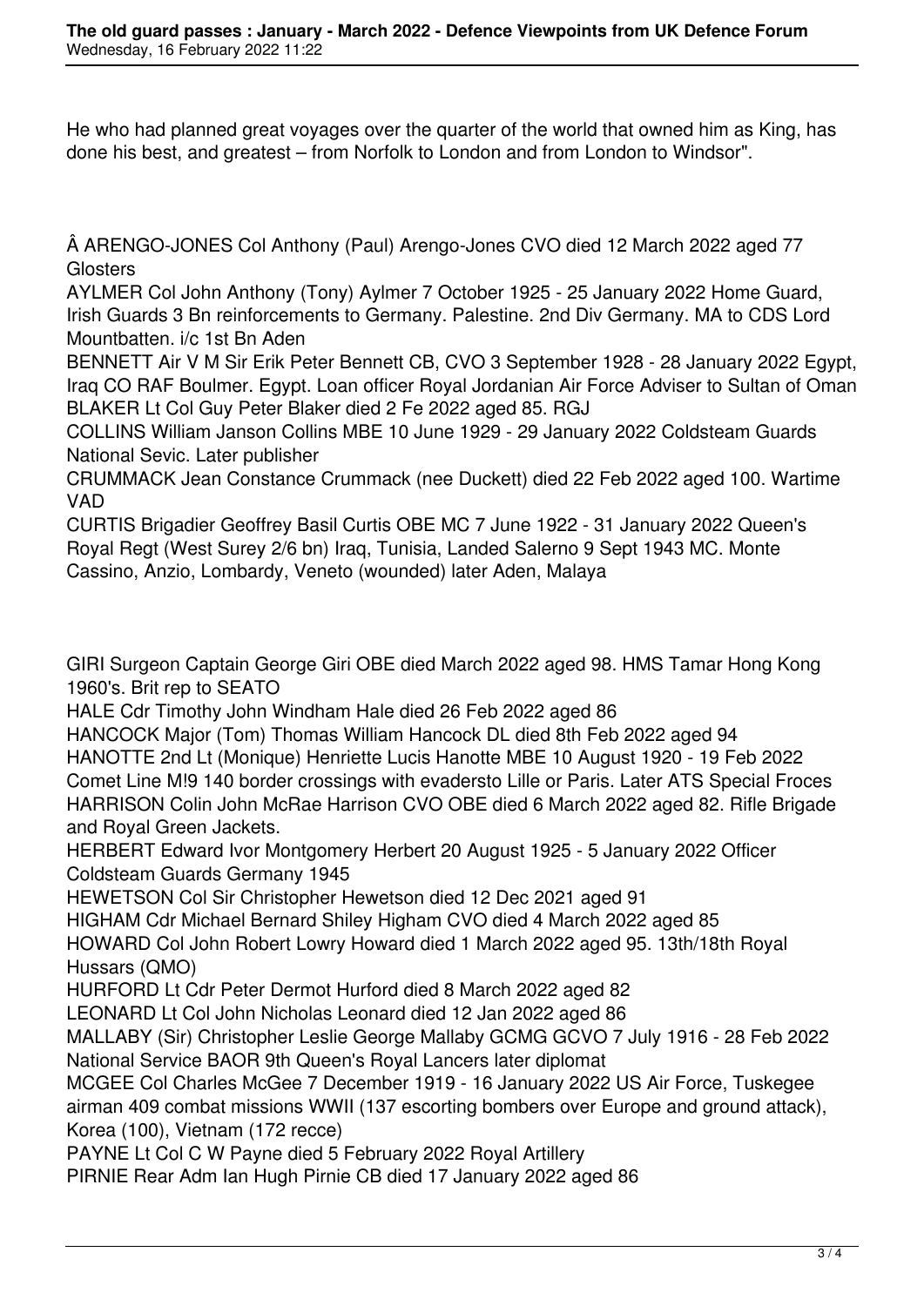He who had planned great voyages over the quarter of the world that owned him as King, has done his best, and greatest – from Norfolk to London and from London to Windsor".

Â ARENGO-JONES Col Anthony (Paul) Arengo-Jones CVO died 12 March 2022 aged 77 Glosters

AYLMER Col John Anthony (Tony) Aylmer 7 October 1925 - 25 January 2022 Home Guard, Irish Guards 3 Bn reinforcements to Germany. Palestine. 2nd Div Germany. MA to CDS Lord Mountbatten. i/c 1st Bn Aden

BENNETT Air V M Sir Erik Peter Bennett CB, CVO 3 September 1928 - 28 January 2022 Egypt, Iraq CO RAF Boulmer. Egypt. Loan officer Royal Jordanian Air Force Adviser to Sultan of Oman

BLAKER Lt Col Guy Peter Blaker died 2 Fe 2022 aged 85. RGJ

COLLINS William Janson Collins MBE 10 June 1929 - 29 January 2022 Coldsteam Guards National Sevic. Later publisher

CRUMMACK Jean Constance Crummack (nee Duckett) died 22 Feb 2022 aged 100. Wartime VAD

CURTIS Brigadier Geoffrey Basil Curtis OBE MC 7 June 1922 - 31 January 2022 Queen's Royal Regt (West Surey 2/6 bn) Iraq, Tunisia, Landed Salerno 9 Sept 1943 MC. Monte Cassino, Anzio, Lombardy, Veneto (wounded) later Aden, Malaya

GIRI Surgeon Captain George Giri OBE died March 2022 aged 98. HMS Tamar Hong Kong 1960's. Brit rep to SEATO

HALE Cdr Timothy John Windham Hale died 26 Feb 2022 aged 86

HANCOCK Major (Tom) Thomas William Hancock DL died 8th Feb 2022 aged 94

HANOTTE 2nd Lt (Monique) Henriette Lucis Hanotte MBE 10 August 1920 - 19 Feb 2022 Comet Line M!9 140 border crossings with evadersto Lille or Paris. Later ATS Special Froces

HARRISON Colin John McRae Harrison CVO OBE died 6 March 2022 aged 82. Rifle Brigade and Royal Green Jackets.

HERBERT Edward Ivor Montgomery Herbert 20 August 1925 - 5 January 2022 Officer Coldsteam Guards Germany 1945

HEWETSON Col Sir Christopher Hewetson died 12 Dec 2021 aged 91

HIGHAM Cdr Michael Bernard Shiley Higham CVO died 4 March 2022 aged 85

HOWARD Col John Robert Lowry Howard died 1 March 2022 aged 95. 13th/18th Royal Hussars (QMO)

HURFORD Lt Cdr Peter Dermot Hurford died 8 March 2022 aged 82

LEONARD Lt Col John Nicholas Leonard died 12 Jan 2022 aged 86

MALLABY (Sir) Christopher Leslie George Mallaby GCMG GCVO 7 July 1916 - 28 Feb 2022 National Service BAOR 9th Queen's Royal Lancers later diplomat

MCGEE Col Charles McGee 7 December 1919 - 16 January 2022 US Air Force, Tuskegee airman 409 combat missions WWII (137 escorting bombers over Europe and ground attack), Korea (100), Vietnam (172 recce)

PAYNE Lt Col C W Payne died 5 February 2022 Royal Artillery

PIRNIE Rear Adm Ian Hugh Pirnie CB died 17 January 2022 aged 86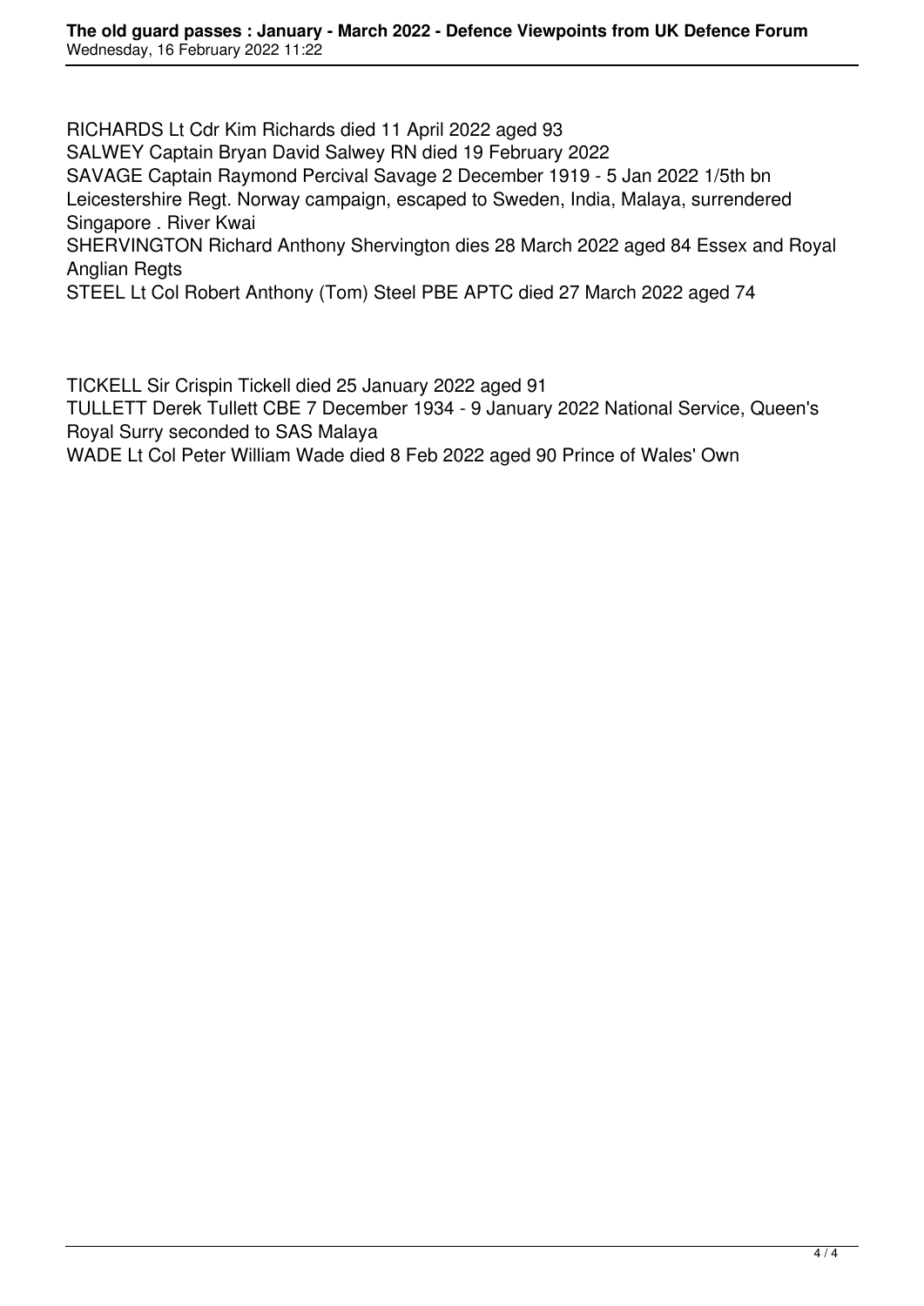RICHARDS Lt Cdr Kim Richards died 11 April 2022 aged 93
SALWEY Captain Bryan David Salwey RN died 19 February 2022
SAVAGE Captain Raymond Percival Savage 2 December 1919 - 5 Jan 2022 1/5th bn Leicestershire Regt. Norway campaign, escaped to Sweden, India, Malaya, surrendered Singapore . River Kwai
SHERVINGTON Richard Anthony Shervington dies 28 March 2022 aged 84 Essex and Royal Anglian Regts
STEEL Lt Col Robert Anthony (Tom) Steel PBE APTC died 27 March 2022 aged 74

TICKELL Sir Crispin Tickell died 25 January 2022 aged 91
TULLETT Derek Tullett CBE 7 December 1934 - 9 January 2022 National Service, Queen's Royal Surry seconded to SAS Malaya
WADE Lt Col Peter William Wade died 8 Feb 2022 aged 90 Prince of Wales' Own